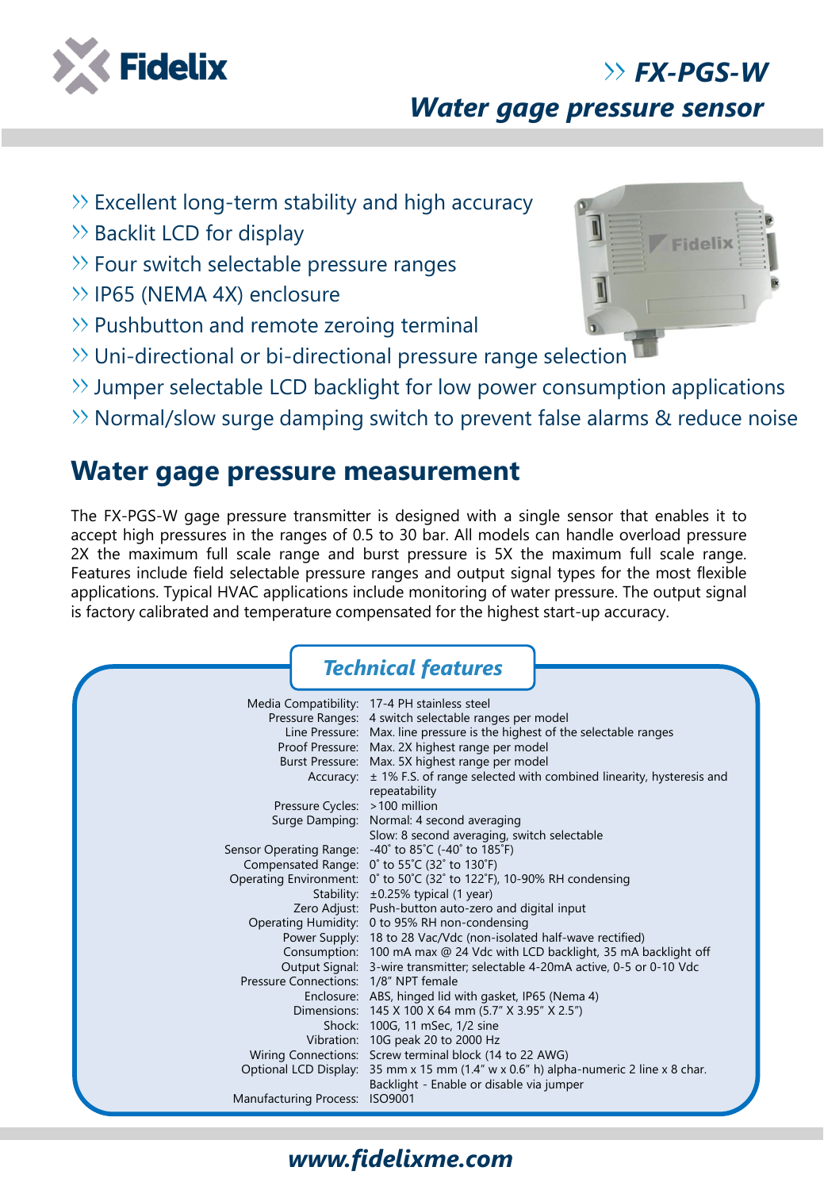# FX-PGS-W

## Water gage pressure sensor

- Excellent long-term stability and high accuracy
- Backlit LCD for display
- Four switch selectable pressure ranges
- IP65 (NEMA 4X) enclosure
- Pushbutton and remote zeroing terminal
- Uni-directional or bi-directional pressure range selection
- Jumper selectable LCD backlight for low power consumption applications
- Normal/slow surge damping switch to prevent false alarms & reduce noise

## Water gage pressure measurement

The FX-PGS-W gage pressure transmitter is designed with a single sensor that enables it to accept high pressures in the ranges of 0.5 to 30 bar. All models can handle overload pressure 2X the maximum full scale range and burst pressure is 5X the maximum full scale range. Features include field selectable pressure ranges and output signal types for the most flexible applications. Typical HVAC applications include monitoring of water pressure. The output signal is factory calibrated and temperature compensated for the highest start-up accuracy.

### Technical features

| | |
|---|---|
| Media Compatibility: | 17-4 PH stainless steel |
| Pressure Ranges: | 4 switch selectable ranges per model |
| Line Pressure: | Max. line pressure is the highest of the selectable ranges |
| Proof Pressure: | Max. 2X highest range per model |
| Burst Pressure: | Max. 5X highest range per model |
| Accuracy: | ± 1% F.S. of range selected with combined linearity, hysteresis and repeatability |
| Pressure Cycles: | >100 million |
| Surge Damping: | Normal: 4 second averaging<br>Slow: 8 second averaging, switch selectable |
| Sensor Operating Range: | -40˚ to 85˚C (-40˚ to 185˚F) |
| Compensated Range: | 0˚ to 55˚C (32˚ to 130˚F) |
| Operating Environment: | 0˚ to 50˚C (32˚ to 122˚F), 10-90% RH condensing |
| Stability: | ±0.25% typical (1 year) |
| Zero Adjust: | Push-button auto-zero and digital input |
| Operating Humidity: | 0 to 95% RH non-condensing |
| Power Supply: | 18 to 28 Vac/Vdc (non-isolated half-wave rectified) |
| Consumption: | 100 mA max @ 24 Vdc with LCD backlight, 35 mA backlight off |
| Output Signal: | 3-wire transmitter; selectable 4-20mA active, 0-5 or 0-10 Vdc |
| Pressure Connections: | 1/8" NPT female |
| Enclosure: | ABS, hinged lid with gasket, IP65 (Nema 4) |
| Dimensions: | 145 X 100 X 64 mm (5.7" X 3.95" X 2.5") |
| Shock: | 100G, 11 mSec, 1/2 sine |
| Vibration: | 10G peak 20 to 2000 Hz |
| Wiring Connections: | Screw terminal block (14 to 22 AWG) |
| Optional LCD Display: | 35 mm x 15 mm (1.4" w x 0.6" h) alpha-numeric 2 line x 8 char.<br>Backlight - Enable or disable via jumper |
| Manufacturing Process: | ISO9001 |

www.fidelixme.com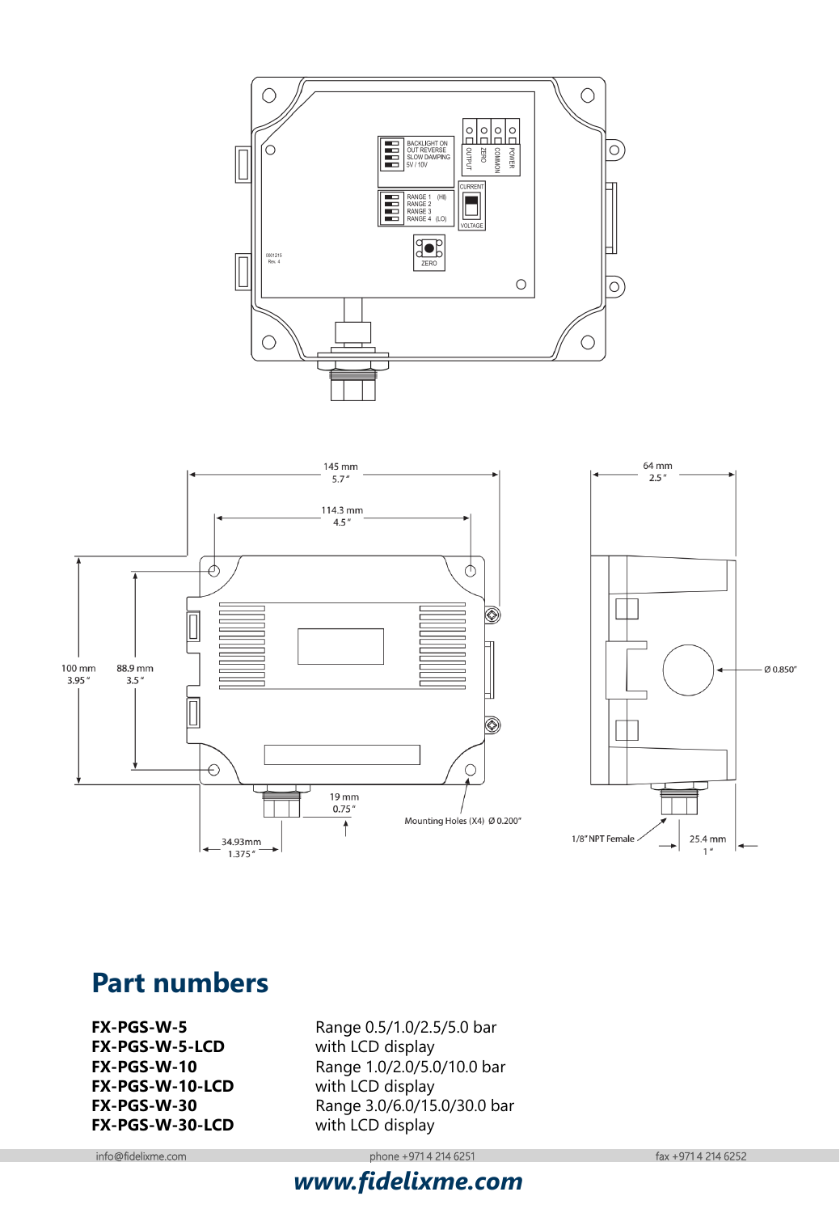BACKLIGHT ON
OUT REVERSE
SLOW DAMPING
5V / 10V

OUTPUT
ZERO
COMMON
POWER

RANGE 1 (HI)
RANGE 2
RANGE 3
RANGE 4 (LO)

CURRENT
VOLTAGE

ZERO

0001215
Rev. 4

145 mm
5.7"

114.3 mm
4.5"

100 mm
3.95"

88.9 mm
3.5"

19 mm
0.75"

34.93mm
1.375"

Mounting Holes (X4) Ø 0.200"

64 mm
2.5"

Ø 0.850"

1/8" NPT Female

25.4 mm
1"

## Part numbers

| | |
|---|---|
| **FX-PGS-W-5** | Range 0.5/1.0/2.5/5.0 bar |
| **FX-PGS-W-5-LCD** | with LCD display |
| **FX-PGS-W-10** | Range 1.0/2.0/5.0/10.0 bar |
| **FX-PGS-W-10-LCD** | with LCD display |
| **FX-PGS-W-30** | Range 3.0/6.0/15.0/30.0 bar |
| **FX-PGS-W-30-LCD** | with LCD display |